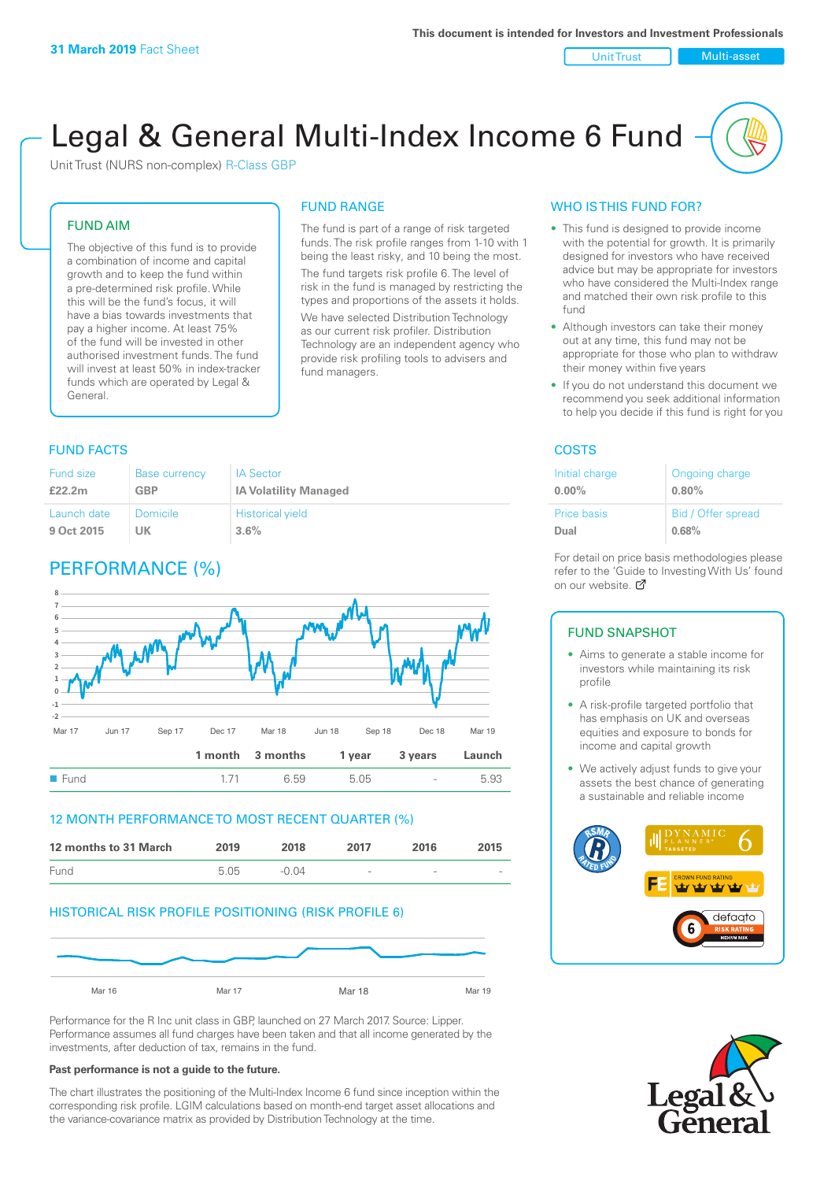**31 March 2019** Fact Sheet

This document is intended for Investors and Investment Professionals

Unit Trust | Multi-asset

# Legal & General Multi-Index Income 6 Fund

Unit Trust (NURS non-complex) R-Class GBP

## FUND AIM

The objective of this fund is to provide a combination of income and capital growth and to keep the fund within a pre-determined risk profile. While this will be the fund's focus, it will have a bias towards investments that pay a higher income. At least 75% of the fund will be invested in other authorised investment funds. The fund will invest at least 50% in index-tracker funds which are operated by Legal & General.

## FUND RANGE

The fund is part of a range of risk targeted funds. The risk profile ranges from 1-10 with 1 being the least risky, and 10 being the most.

The fund targets risk profile 6. The level of risk in the fund is managed by restricting the types and proportions of the assets it holds.

We have selected Distribution Technology as our current risk profiler. Distribution Technology are an independent agency who provide risk profiling tools to advisers and fund managers.

## WHO IS THIS FUND FOR?

- This fund is designed to provide income with the potential for growth. It is primarily designed for investors who have received advice but may be appropriate for investors who have considered the Multi-Index range and matched their own risk profile to this fund
- Although investors can take their money out at any time, this fund may not be appropriate for those who plan to withdraw their money within five years
- If you do not understand this document we recommend you seek additional information to help you decide if this fund is right for you

## FUND FACTS

| Fund size | Base currency | IA Sector |
|---|---|---|
| **£22.2m** | **GBP** | **IA Volatility Managed** |
| Launch date | Domicile | Historical yield |
| **9 Oct 2015** | **UK** | **3.6%** |

## COSTS

| Initial charge | Ongoing charge |
|---|---|
| **0.00%** | **0.80%** |
| Price basis | Bid / Offer spread |
| **Dual** | **0.68%** |

For detail on price basis methodologies please refer to the 'Guide to Investing With Us' found on our website.

## PERFORMANCE (%)

8
7
6
5
4
3
2
1
0
-1
-2

Mar 17 Jun 17 Sep 17 Dec 17 Mar 18 Jun 18 Sep 18 Dec 18 Mar 19

| | 1 month | 3 months | 1 year | 3 years | Launch |
|---|---|---|---|---|---|
| Fund | 1.71 | 6.59 | 5.05 | - | 5.93 |

## 12 MONTH PERFORMANCE TO MOST RECENT QUARTER (%)

| 12 months to 31 March | 2019 | 2018 | 2017 | 2016 | 2015 |
|---|---|---|---|---|---|
| Fund | 5.05 | -0.04 | - | - | - |

## HISTORICAL RISK PROFILE POSITIONING (RISK PROFILE 6)

Mar 16 Mar 17 Mar 18 Mar 19

Performance for the R Inc unit class in GBP, launched on 27 March 2017. Source: Lipper. Performance assumes all fund charges have been taken and that all income generated by the investments, after deduction of tax, remains in the fund.

**Past performance is not a guide to the future.**

The chart illustrates the positioning of the Multi-Index Income 6 fund since inception within the corresponding risk profile. LGIM calculations based on month-end target asset allocations and the variance-covariance matrix as provided by Distribution Technology at the time.

## FUND SNAPSHOT

- Aims to generate a stable income for investors while maintaining its risk profile
- A risk-profile targeted portfolio that has emphasis on UK and overseas equities and exposure to bonds for income and capital growth
- We actively adjust funds to give your assets the best chance of generating a sustainable and reliable income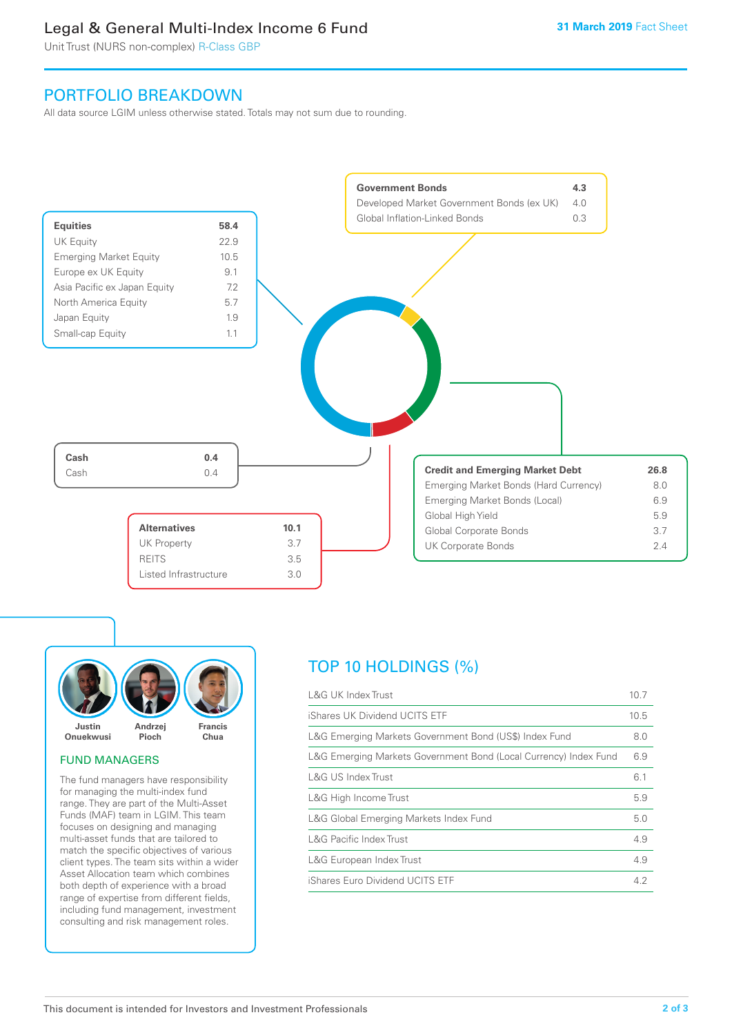Legal & General Multi-Index Income 6 Fund

Unit Trust (NURS non-complex) R-Class GBP

31 March 2019 Fact Sheet

## PORTFOLIO BREAKDOWN

All data source LGIM unless otherwise stated. Totals may not sum due to rounding.

| Equities | 58.4 |
|---|---|
| UK Equity | 22.9 |
| Emerging Market Equity | 10.5 |
| Europe ex UK Equity | 9.1 |
| Asia Pacific ex Japan Equity | 7.2 |
| North America Equity | 5.7 |
| Japan Equity | 1.9 |
| Small-cap Equity | 1.1 |

| Government Bonds | 4.3 |
|---|---|
| Developed Market Government Bonds (ex UK) | 4.0 |
| Global Inflation-Linked Bonds | 0.3 |

| Cash | 0.4 |
|---|---|
| Cash | 0.4 |

| Credit and Emerging Market Debt | 26.8 |
|---|---|
| Emerging Market Bonds (Hard Currency) | 8.0 |
| Emerging Market Bonds (Local) | 6.9 |
| Global High Yield | 5.9 |
| Global Corporate Bonds | 3.7 |
| UK Corporate Bonds | 2.4 |

| Alternatives | 10.1 |
|---|---|
| UK Property | 3.7 |
| REITS | 3.5 |
| Listed Infrastructure | 3.0 |

Justin Onuekwusi, Andrzej Pioch, Francis Chua

### FUND MANAGERS

The fund managers have responsibility for managing the multi-index fund range. They are part of the Multi-Asset Funds (MAF) team in LGIM. This team focuses on designing and managing multi-asset funds that are tailored to match the specific objectives of various client types. The team sits within a wider Asset Allocation team which combines both depth of experience with a broad range of expertise from different fields, including fund management, investment consulting and risk management roles.

## TOP 10 HOLDINGS (%)

| | |
|---|---|
| L&G UK Index Trust | 10.7 |
| iShares UK Dividend UCITS ETF | 10.5 |
| L&G Emerging Markets Government Bond (US$) Index Fund | 8.0 |
| L&G Emerging Markets Government Bond (Local Currency) Index Fund | 6.9 |
| L&G US Index Trust | 6.1 |
| L&G High Income Trust | 5.9 |
| L&G Global Emerging Markets Index Fund | 5.0 |
| L&G Pacific Index Trust | 4.9 |
| L&G European Index Trust | 4.9 |
| iShares Euro Dividend UCITS ETF | 4.2 |

This document is intended for Investors and Investment Professionals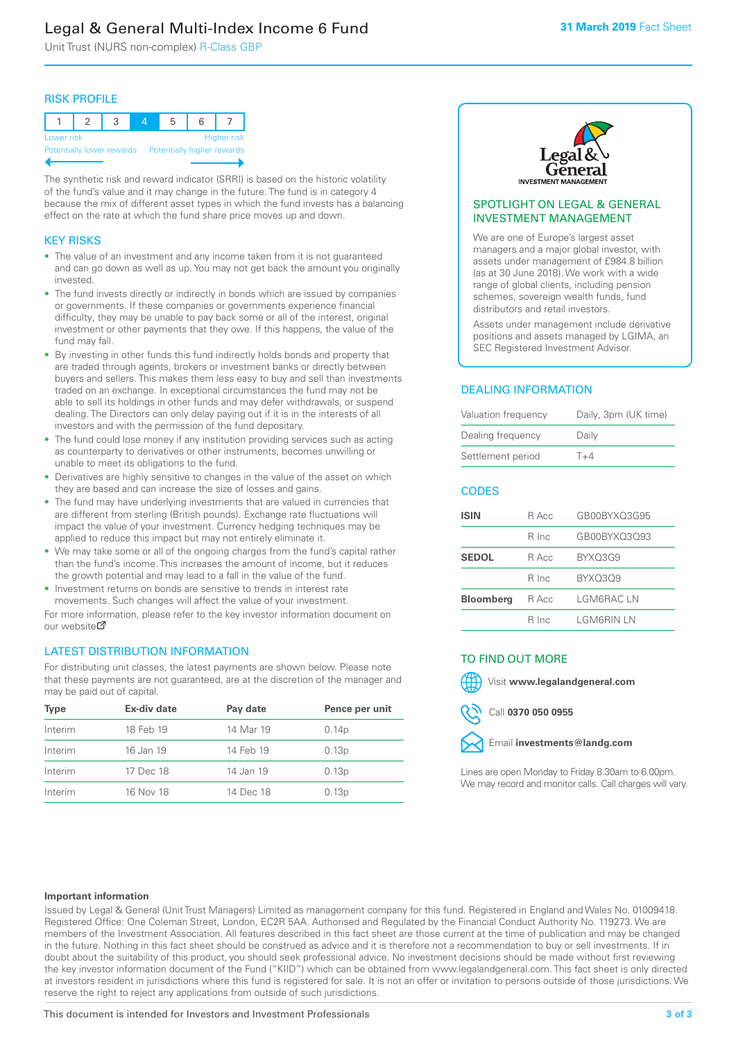# Legal & General Multi-Index Income 6 Fund

Unit Trust (NURS non-complex) R-Class GBP

31 March 2019 Fact Sheet

## RISK PROFILE

| 1 | 2 | 3 | 4 | 5 | 6 | 7 |
|---|---|---|---|---|---|---|

Lower risk — Higher risk

Potentially lower rewards — Potentially higher rewards

The synthetic risk and reward indicator (SRRI) is based on the historic volatility of the fund's value and it may change in the future. The fund is in category 4 because the mix of different asset types in which the fund invests has a balancing effect on the rate at which the fund share price moves up and down.

## KEY RISKS

- The value of an investment and any income taken from it is not guaranteed and can go down as well as up. You may not get back the amount you originally invested.
- The fund invests directly or indirectly in bonds which are issued by companies or governments. If these companies or governments experience financial difficulty, they may be unable to pay back some or all of the interest, original investment or other payments that they owe. If this happens, the value of the fund may fall.
- By investing in other funds this fund indirectly holds bonds and property that are traded through agents, brokers or investment banks or directly between buyers and sellers. This makes them less easy to buy and sell than investments traded on an exchange. In exceptional circumstances the fund may not be able to sell its holdings in other funds and may defer withdrawals, or suspend dealing. The Directors can only delay paying out if it is in the interests of all investors and with the permission of the fund depositary.
- The fund could lose money if any institution providing services such as acting as counterparty to derivatives or other instruments, becomes unwilling or unable to meet its obligations to the fund.
- Derivatives are highly sensitive to changes in the value of the asset on which they are based and can increase the size of losses and gains.
- The fund may have underlying investments that are valued in currencies that are different from sterling (British pounds). Exchange rate fluctuations will impact the value of your investment. Currency hedging techniques may be applied to reduce this impact but may not entirely eliminate it.
- We may take some or all of the ongoing charges from the fund's capital rather than the fund's income. This increases the amount of income, but it reduces the growth potential and may lead to a fall in the value of the fund.
- Investment returns on bonds are sensitive to trends in interest rate movements. Such changes will affect the value of your investment.

For more information, please refer to the key investor information document on our website

## LATEST DISTRIBUTION INFORMATION

For distributing unit classes, the latest payments are shown below. Please note that these payments are not guaranteed, are at the discretion of the manager and may be paid out of capital.

| Type | Ex-div date | Pay date | Pence per unit |
|---|---|---|---|
| Interim | 18 Feb 19 | 14 Mar 19 | 0.14p |
| Interim | 16 Jan 19 | 14 Feb 19 | 0.13p |
| Interim | 17 Dec 18 | 14 Jan 19 | 0.13p |
| Interim | 16 Nov 18 | 14 Dec 18 | 0.13p |

## SPOTLIGHT ON LEGAL & GENERAL INVESTMENT MANAGEMENT

We are one of Europe's largest asset managers and a major global investor, with assets under management of £984.8 billion (as at 30 June 2018). We work with a wide range of global clients, including pension schemes, sovereign wealth funds, fund distributors and retail investors.

Assets under management include derivative positions and assets managed by LGIMA, an SEC Registered Investment Advisor.

## DEALING INFORMATION

| | |
|---|---|
| Valuation frequency | Daily, 3pm (UK time) |
| Dealing frequency | Daily |
| Settlement period | T+4 |

## CODES

| | | |
|---|---|---|
| **ISIN** | R Acc | GB00BYXQ3G95 |
| | R Inc | GB00BYXQ3Q93 |
| **SEDOL** | R Acc | BYXQ3G9 |
| | R Inc | BYXQ3Q9 |
| **Bloomberg** | R Acc | LGM6RAC LN |
| | R Inc | LGM6RIN LN |

## TO FIND OUT MORE

Visit **www.legalandgeneral.com**

Call **0370 050 0955**

Email **investments@landg.com**

Lines are open Monday to Friday 8.30am to 6.00pm. We may record and monitor calls. Call charges will vary.

**Important information**

Issued by Legal & General (Unit Trust Managers) Limited as management company for this fund. Registered in England and Wales No. 01009418. Registered Office: One Coleman Street, London, EC2R 5AA. Authorised and Regulated by the Financial Conduct Authority No. 119273. We are members of the Investment Association. All features described in this fact sheet are those current at the time of publication and may be changed in the future. Nothing in this fact sheet should be construed as advice and it is therefore not a recommendation to buy or sell investments. If in doubt about the suitability of this product, you should seek professional advice. No investment decisions should be made without first reviewing the key investor information document of the Fund ("KIID") which can be obtained from www.legalandgeneral.com. This fact sheet is only directed at investors resident in jurisdictions where this fund is registered for sale. It is not an offer or invitation to persons outside of those jurisdictions. We reserve the right to reject any applications from outside of such jurisdictions.

This document is intended for Investors and Investment Professionals